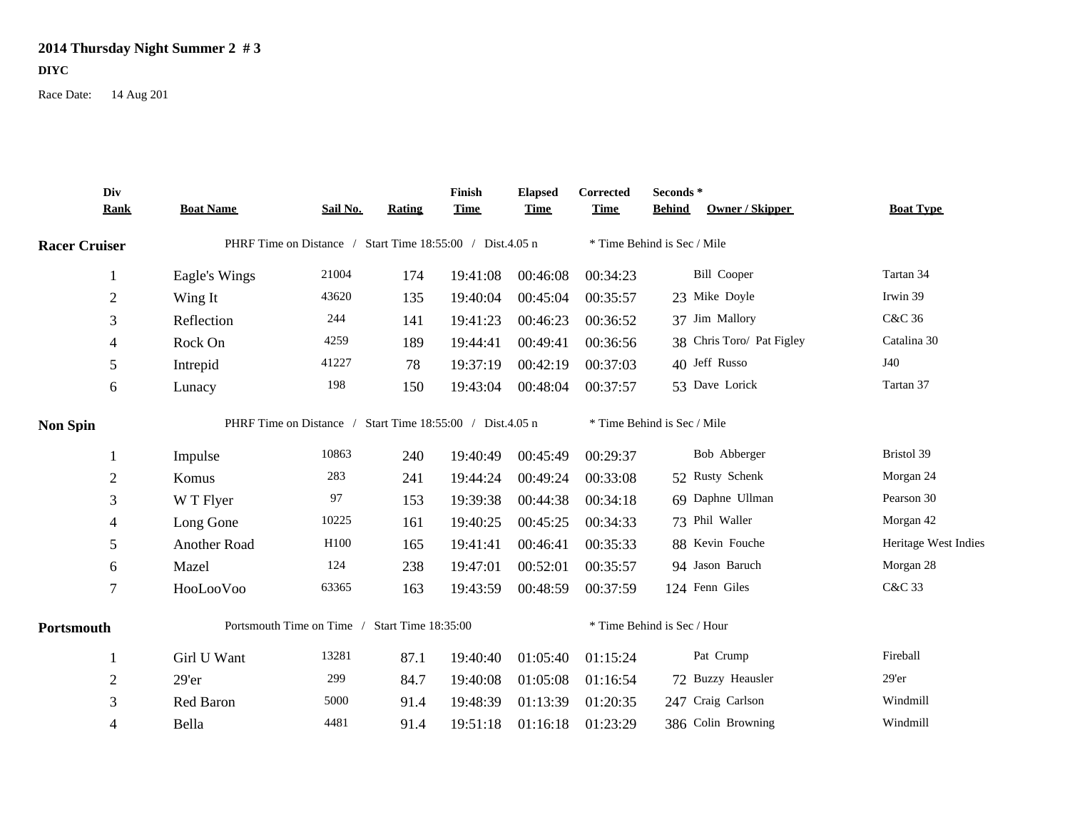# 2014 Thursday Night Summer 2 # 3

**DIYC**

Race Date: 14 Aug 201

| Div Rank | Boat Name | Sail No. | Rating | Finish Time | Elapsed Time | Corrected Time | Seconds * Behind | Owner / Skipper | Boat Type |
|---|---|---|---|---|---|---|---|---|---|
| **Racer Cruiser** | PHRF Time on Distance / Start Time 18:55:00 / Dist.4.05 n | | | | | * Time Behind is Sec / Mile | | | |
| 1 | Eagle's Wings | 21004 | 174 | 19:41:08 | 00:46:08 | 00:34:23 | | Bill Cooper | Tartan 34 |
| 2 | Wing It | 43620 | 135 | 19:40:04 | 00:45:04 | 00:35:57 | 23 | Mike Doyle | Irwin 39 |
| 3 | Reflection | 244 | 141 | 19:41:23 | 00:46:23 | 00:36:52 | 37 | Jim Mallory | C&C 36 |
| 4 | Rock On | 4259 | 189 | 19:44:41 | 00:49:41 | 00:36:56 | 38 | Chris Toro/ Pat Figley | Catalina 30 |
| 5 | Intrepid | 41227 | 78 | 19:37:19 | 00:42:19 | 00:37:03 | 40 | Jeff Russo | J40 |
| 6 | Lunacy | 198 | 150 | 19:43:04 | 00:48:04 | 00:37:57 | 53 | Dave Lorick | Tartan 37 |
| **Non Spin** | PHRF Time on Distance / Start Time 18:55:00 / Dist.4.05 n | | | | | * Time Behind is Sec / Mile | | | |
| 1 | Impulse | 10863 | 240 | 19:40:49 | 00:45:49 | 00:29:37 | | Bob Abberger | Bristol 39 |
| 2 | Komus | 283 | 241 | 19:44:24 | 00:49:24 | 00:33:08 | 52 | Rusty Schenk | Morgan 24 |
| 3 | W T Flyer | 97 | 153 | 19:39:38 | 00:44:38 | 00:34:18 | 69 | Daphne Ullman | Pearson 30 |
| 4 | Long Gone | 10225 | 161 | 19:40:25 | 00:45:25 | 00:34:33 | 73 | Phil Waller | Morgan 42 |
| 5 | Another Road | H100 | 165 | 19:41:41 | 00:46:41 | 00:35:33 | 88 | Kevin Fouche | Heritage West Indies |
| 6 | Mazel | 124 | 238 | 19:47:01 | 00:52:01 | 00:35:57 | 94 | Jason Baruch | Morgan 28 |
| 7 | HooLooVoo | 63365 | 163 | 19:43:59 | 00:48:59 | 00:37:59 | 124 | Fenn Giles | C&C 33 |
| **Portsmouth** | Portsmouth Time on Time / Start Time 18:35:00 | | | | | * Time Behind is Sec / Hour | | | |
| 1 | Girl U Want | 13281 | 87.1 | 19:40:40 | 01:05:40 | 01:15:24 | | Pat Crump | Fireball |
| 2 | 29'er | 299 | 84.7 | 19:40:08 | 01:05:08 | 01:16:54 | 72 | Buzzy Heausler | 29'er |
| 3 | Red Baron | 5000 | 91.4 | 19:48:39 | 01:13:39 | 01:20:35 | 247 | Craig Carlson | Windmill |
| 4 | Bella | 4481 | 91.4 | 19:51:18 | 01:16:18 | 01:23:29 | 386 | Colin Browning | Windmill |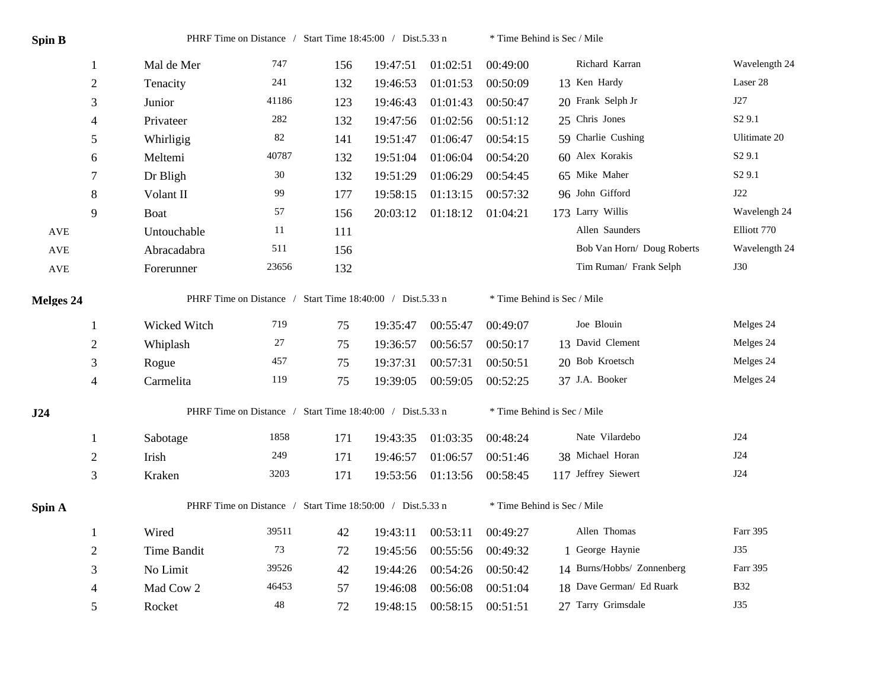**Spin B** PHRF Time on Distance / Start Time 18:45:00 / Dist.5.33 n * Time Behind is Sec / Mile

| | | | | | | | | | |
|---|---|---|---|---|---|---|---|---|---|
| 1 | Mal de Mer | 747 | 156 | 19:47:51 | 01:02:51 | 00:49:00 | | Richard Karran | Wavelength 24 |
| 2 | Tenacity | 241 | 132 | 19:46:53 | 01:01:53 | 00:50:09 | 13 | Ken Hardy | Laser 28 |
| 3 | Junior | 41186 | 123 | 19:46:43 | 01:01:43 | 00:50:47 | 20 | Frank Selph Jr | J27 |
| 4 | Privateer | 282 | 132 | 19:47:56 | 01:02:56 | 00:51:12 | 25 | Chris Jones | S2 9.1 |
| 5 | Whirligig | 82 | 141 | 19:51:47 | 01:06:47 | 00:54:15 | 59 | Charlie Cushing | Ulitimate 20 |
| 6 | Meltemi | 40787 | 132 | 19:51:04 | 01:06:04 | 00:54:20 | 60 | Alex Korakis | S2 9.1 |
| 7 | Dr Bligh | 30 | 132 | 19:51:29 | 01:06:29 | 00:54:45 | 65 | Mike Maher | S2 9.1 |
| 8 | Volant II | 99 | 177 | 19:58:15 | 01:13:15 | 00:57:32 | 96 | John Gifford | J22 |
| 9 | Boat | 57 | 156 | 20:03:12 | 01:18:12 | 01:04:21 | 173 | Larry Willis | Wavelengh 24 |
| AVE | Untouchable | 11 | 111 | | | | | Allen Saunders | Elliott 770 |
| AVE | Abracadabra | 511 | 156 | | | | | Bob Van Horn/ Doug Roberts | Wavelength 24 |
| AVE | Forerunner | 23656 | 132 | | | | | Tim Ruman/ Frank Selph | J30 |

**Melges 24** PHRF Time on Distance / Start Time 18:40:00 / Dist.5.33 n * Time Behind is Sec / Mile

| | | | | | | | | | |
|---|---|---|---|---|---|---|---|---|---|
| 1 | Wicked Witch | 719 | 75 | 19:35:47 | 00:55:47 | 00:49:07 | | Joe Blouin | Melges 24 |
| 2 | Whiplash | 27 | 75 | 19:36:57 | 00:56:57 | 00:50:17 | 13 | David Clement | Melges 24 |
| 3 | Rogue | 457 | 75 | 19:37:31 | 00:57:31 | 00:50:51 | 20 | Bob Kroetsch | Melges 24 |
| 4 | Carmelita | 119 | 75 | 19:39:05 | 00:59:05 | 00:52:25 | 37 | J.A. Booker | Melges 24 |

**J24** PHRF Time on Distance / Start Time 18:40:00 / Dist.5.33 n * Time Behind is Sec / Mile

| | | | | | | | | | |
|---|---|---|---|---|---|---|---|---|---|
| 1 | Sabotage | 1858 | 171 | 19:43:35 | 01:03:35 | 00:48:24 | | Nate Vilardebo | J24 |
| 2 | Irish | 249 | 171 | 19:46:57 | 01:06:57 | 00:51:46 | 38 | Michael Horan | J24 |
| 3 | Kraken | 3203 | 171 | 19:53:56 | 01:13:56 | 00:58:45 | 117 | Jeffrey Siewert | J24 |

**Spin A** PHRF Time on Distance / Start Time 18:50:00 / Dist.5.33 n * Time Behind is Sec / Mile

| | | | | | | | | | |
|---|---|---|---|---|---|---|---|---|---|
| 1 | Wired | 39511 | 42 | 19:43:11 | 00:53:11 | 00:49:27 | | Allen Thomas | Farr 395 |
| 2 | Time Bandit | 73 | 72 | 19:45:56 | 00:55:56 | 00:49:32 | 1 | George Haynie | J35 |
| 3 | No Limit | 39526 | 42 | 19:44:26 | 00:54:26 | 00:50:42 | 14 | Burns/Hobbs/ Zonnenberg | Farr 395 |
| 4 | Mad Cow 2 | 46453 | 57 | 19:46:08 | 00:56:08 | 00:51:04 | 18 | Dave German/ Ed Ruark | B32 |
| 5 | Rocket | 48 | 72 | 19:48:15 | 00:58:15 | 00:51:51 | 27 | Tarry Grimsdale | J35 |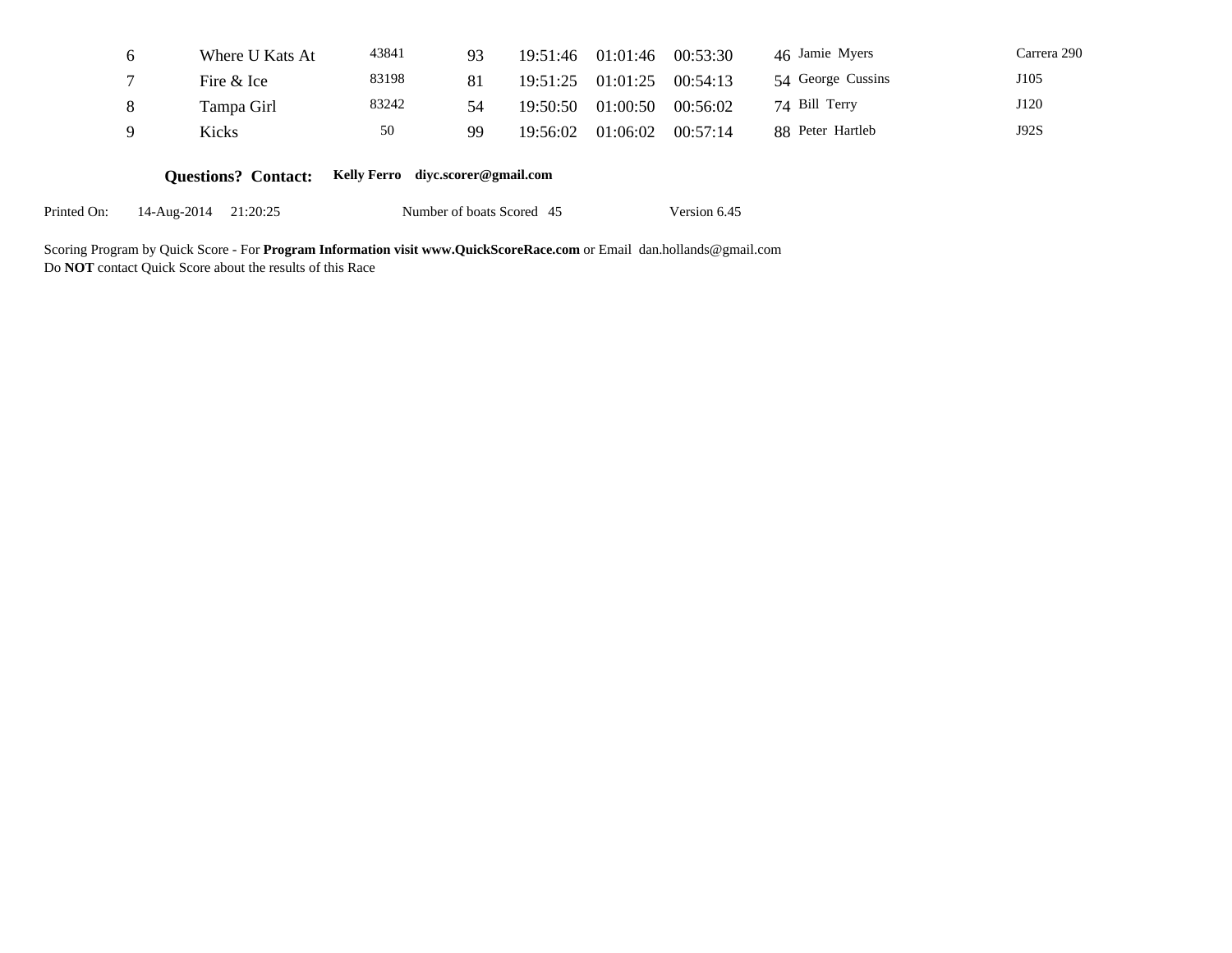| | | | | | | | | | |
|---|---|---|---|---|---|---|---|---|---|
| 6 | Where U Kats At | 43841 | 93 | 19:51:46 | 01:01:46 | 00:53:30 | 46 | Jamie Myers | Carrera 290 |
| 7 | Fire & Ice | 83198 | 81 | 19:51:25 | 01:01:25 | 00:54:13 | 54 | George Cussins | J105 |
| 8 | Tampa Girl | 83242 | 54 | 19:50:50 | 01:00:50 | 00:56:02 | 74 | Bill Terry | J120 |
| 9 | Kicks | 50 | 99 | 19:56:02 | 01:06:02 | 00:57:14 | 88 | Peter Hartleb | J92S |

**Questions? Contact:** **Kelly Ferro diyc.scorer@gmail.com**

Printed On: 14-Aug-2014 21:20:25 Number of boats Scored 45 Version 6.45

Scoring Program by Quick Score - For **Program Information visit www.QuickScoreRace.com** or Email dan.hollands@gmail.com
Do **NOT** contact Quick Score about the results of this Race